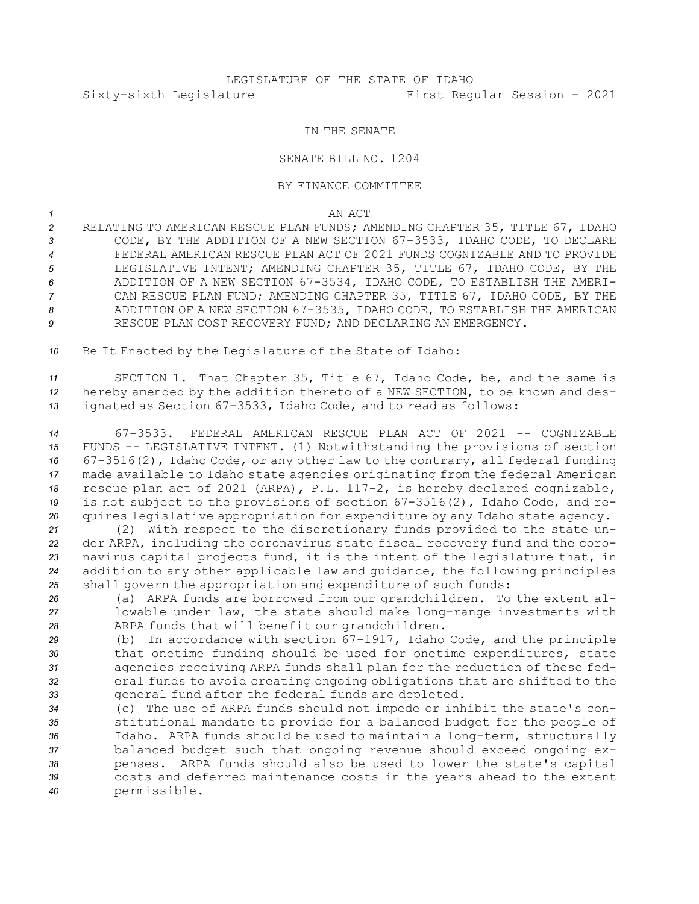LEGISLATURE OF THE STATE OF IDAHO

Sixty-sixth Legislature First Regular Session - 2021

IN THE SENATE

SENATE BILL NO. 1204

BY FINANCE COMMITTEE

AN ACT

RELATING TO AMERICAN RESCUE PLAN FUNDS; AMENDING CHAPTER 35, TITLE 67, IDAHO CODE, BY THE ADDITION OF A NEW SECTION 67-3533, IDAHO CODE, TO DECLARE FEDERAL AMERICAN RESCUE PLAN ACT OF 2021 FUNDS COGNIZABLE AND TO PROVIDE LEGISLATIVE INTENT; AMENDING CHAPTER 35, TITLE 67, IDAHO CODE, BY THE ADDITION OF A NEW SECTION 67-3534, IDAHO CODE, TO ESTABLISH THE AMERICAN RESCUE PLAN FUND; AMENDING CHAPTER 35, TITLE 67, IDAHO CODE, BY THE ADDITION OF A NEW SECTION 67-3535, IDAHO CODE, TO ESTABLISH THE AMERICAN RESCUE PLAN COST RECOVERY FUND; AND DECLARING AN EMERGENCY.

Be It Enacted by the Legislature of the State of Idaho:

SECTION 1. That Chapter 35, Title 67, Idaho Code, be, and the same is hereby amended by the addition thereto of a NEW SECTION, to be known and designated as Section 67-3533, Idaho Code, and to read as follows:

67-3533. FEDERAL AMERICAN RESCUE PLAN ACT OF 2021 -- COGNIZABLE FUNDS -- LEGISLATIVE INTENT. (1) Notwithstanding the provisions of section 67-3516(2), Idaho Code, or any other law to the contrary, all federal funding made available to Idaho state agencies originating from the federal American rescue plan act of 2021 (ARPA), P.L. 117-2, is hereby declared cognizable, is not subject to the provisions of section 67-3516(2), Idaho Code, and requires legislative appropriation for expenditure by any Idaho state agency.

(2) With respect to the discretionary funds provided to the state under ARPA, including the coronavirus state fiscal recovery fund and the coronavirus capital projects fund, it is the intent of the legislature that, in addition to any other applicable law and guidance, the following principles shall govern the appropriation and expenditure of such funds:

(a) ARPA funds are borrowed from our grandchildren. To the extent allowable under law, the state should make long-range investments with ARPA funds that will benefit our grandchildren.

(b) In accordance with section 67-1917, Idaho Code, and the principle that onetime funding should be used for onetime expenditures, state agencies receiving ARPA funds shall plan for the reduction of these federal funds to avoid creating ongoing obligations that are shifted to the general fund after the federal funds are depleted.

(c) The use of ARPA funds should not impede or inhibit the state's constitutional mandate to provide for a balanced budget for the people of Idaho. ARPA funds should be used to maintain a long-term, structurally balanced budget such that ongoing revenue should exceed ongoing expenses. ARPA funds should also be used to lower the state's capital costs and deferred maintenance costs in the years ahead to the extent permissible.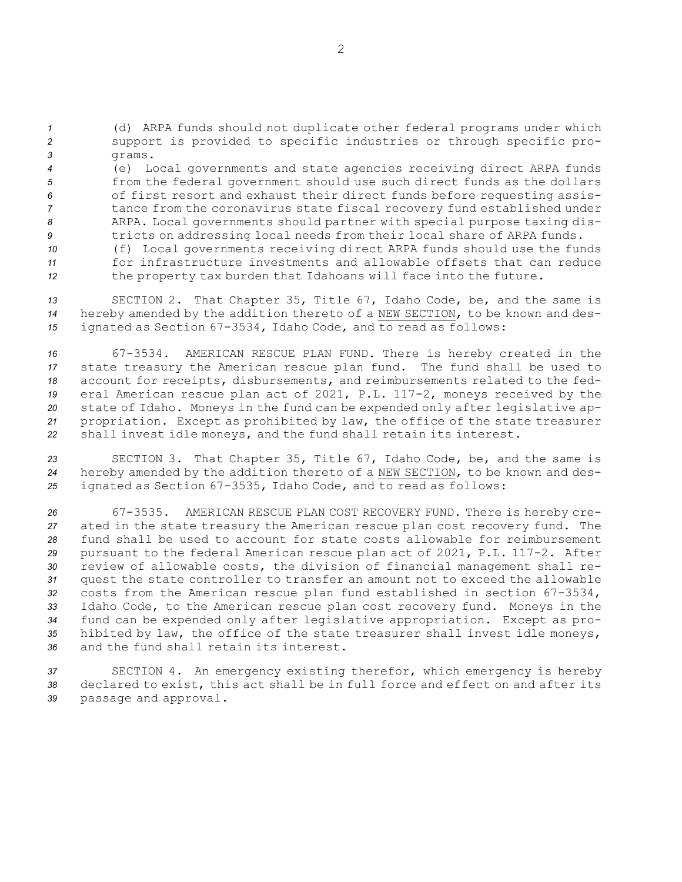(d) ARPA funds should not duplicate other federal programs under which support is provided to specific industries or through specific programs.

(e) Local governments and state agencies receiving direct ARPA funds from the federal government should use such direct funds as the dollars of first resort and exhaust their direct funds before requesting assistance from the coronavirus state fiscal recovery fund established under ARPA. Local governments should partner with special purpose taxing districts on addressing local needs from their local share of ARPA funds.

(f) Local governments receiving direct ARPA funds should use the funds for infrastructure investments and allowable offsets that can reduce the property tax burden that Idahoans will face into the future.

SECTION 2. That Chapter 35, Title 67, Idaho Code, be, and the same is hereby amended by the addition thereto of a NEW SECTION, to be known and designated as Section 67-3534, Idaho Code, and to read as follows:

67-3534. AMERICAN RESCUE PLAN FUND. There is hereby created in the state treasury the American rescue plan fund. The fund shall be used to account for receipts, disbursements, and reimbursements related to the federal American rescue plan act of 2021, P.L. 117-2, moneys received by the state of Idaho. Moneys in the fund can be expended only after legislative appropriation. Except as prohibited by law, the office of the state treasurer shall invest idle moneys, and the fund shall retain its interest.

SECTION 3. That Chapter 35, Title 67, Idaho Code, be, and the same is hereby amended by the addition thereto of a NEW SECTION, to be known and designated as Section 67-3535, Idaho Code, and to read as follows:

67-3535. AMERICAN RESCUE PLAN COST RECOVERY FUND. There is hereby created in the state treasury the American rescue plan cost recovery fund. The fund shall be used to account for state costs allowable for reimbursement pursuant to the federal American rescue plan act of 2021, P.L. 117-2. After review of allowable costs, the division of financial management shall request the state controller to transfer an amount not to exceed the allowable costs from the American rescue plan fund established in section 67-3534, Idaho Code, to the American rescue plan cost recovery fund. Moneys in the fund can be expended only after legislative appropriation. Except as prohibited by law, the office of the state treasurer shall invest idle moneys, and the fund shall retain its interest.

SECTION 4. An emergency existing therefor, which emergency is hereby declared to exist, this act shall be in full force and effect on and after its passage and approval.